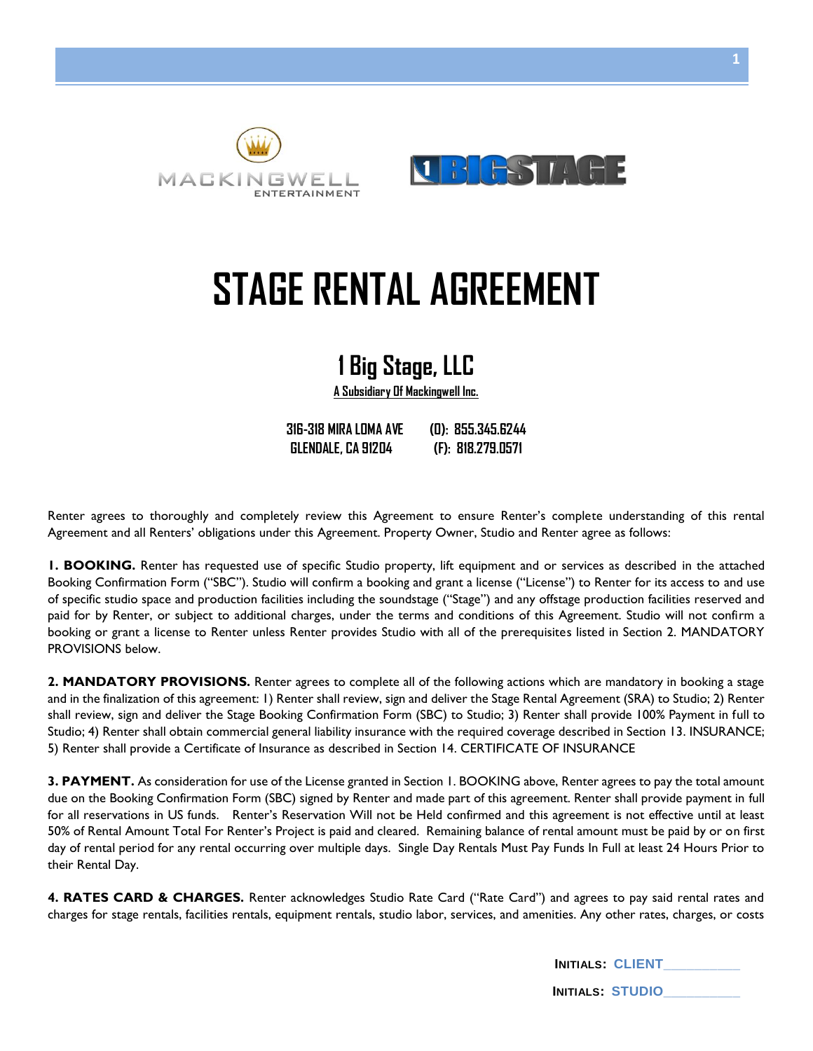MACKINGWELL ENTERTAINMENT

1 BIG STAGE

# STAGE RENTAL AGREEMENT

## 1 Big Stage, LLC

**A Subsidiary Of Mackingwell Inc.**

**316-318 MIRA LOMA AVE (O): 855.345.6244**
**GLENDALE, CA 91204 (F): 818.279.0571**

Renter agrees to thoroughly and completely review this Agreement to ensure Renter's complete understanding of this rental Agreement and all Renters' obligations under this Agreement. Property Owner, Studio and Renter agree as follows:

**1. BOOKING.** Renter has requested use of specific Studio property, lift equipment and or services as described in the attached Booking Confirmation Form ("SBC"). Studio will confirm a booking and grant a license ("License") to Renter for its access to and use of specific studio space and production facilities including the soundstage ("Stage") and any offstage production facilities reserved and paid for by Renter, or subject to additional charges, under the terms and conditions of this Agreement. Studio will not confirm a booking or grant a license to Renter unless Renter provides Studio with all of the prerequisites listed in Section 2. MANDATORY PROVISIONS below.

**2. MANDATORY PROVISIONS.** Renter agrees to complete all of the following actions which are mandatory in booking a stage and in the finalization of this agreement: 1) Renter shall review, sign and deliver the Stage Rental Agreement (SRA) to Studio; 2) Renter shall review, sign and deliver the Stage Booking Confirmation Form (SBC) to Studio; 3) Renter shall provide 100% Payment in full to Studio; 4) Renter shall obtain commercial general liability insurance with the required coverage described in Section 13. INSURANCE; 5) Renter shall provide a Certificate of Insurance as described in Section 14. CERTIFICATE OF INSURANCE

**3. PAYMENT.** As consideration for use of the License granted in Section 1. BOOKING above, Renter agrees to pay the total amount due on the Booking Confirmation Form (SBC) signed by Renter and made part of this agreement. Renter shall provide payment in full for all reservations in US funds. Renter's Reservation Will not be Held confirmed and this agreement is not effective until at least 50% of Rental Amount Total For Renter's Project is paid and cleared. Remaining balance of rental amount must be paid by or on first day of rental period for any rental occurring over multiple days. Single Day Rentals Must Pay Funds In Full at least 24 Hours Prior to their Rental Day.

**4. RATES CARD & CHARGES.** Renter acknowledges Studio Rate Card ("Rate Card") and agrees to pay said rental rates and charges for stage rentals, facilities rentals, equipment rentals, studio labor, services, and amenities. Any other rates, charges, or costs

**INITIALS: CLIENT**__________

**INITIALS: STUDIO**__________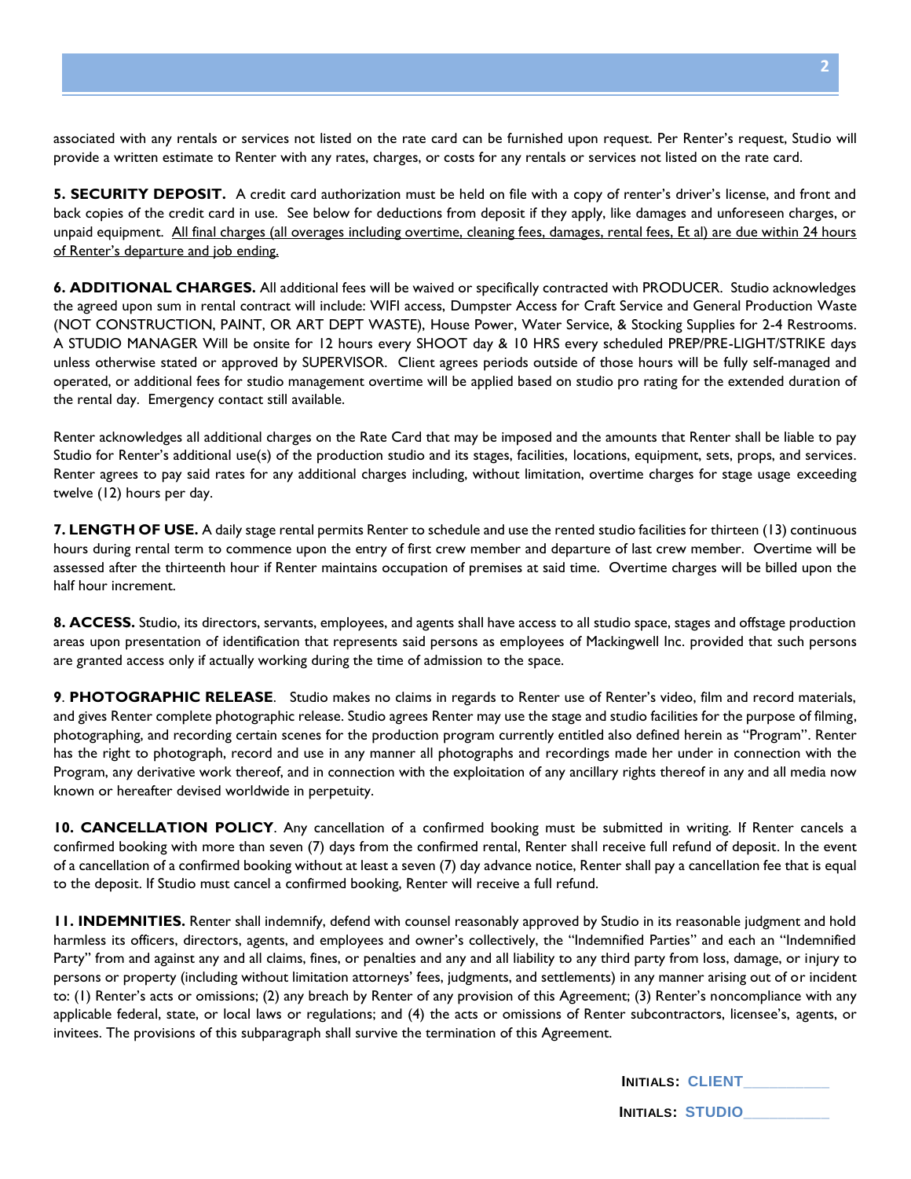associated with any rentals or services not listed on the rate card can be furnished upon request. Per Renter's request, Studio will provide a written estimate to Renter with any rates, charges, or costs for any rentals or services not listed on the rate card.

**5. SECURITY DEPOSIT.** A credit card authorization must be held on file with a copy of renter's driver's license, and front and back copies of the credit card in use. See below for deductions from deposit if they apply, like damages and unforeseen charges, or unpaid equipment. <u>All final charges (all overages including overtime, cleaning fees, damages, rental fees, Et al) are due within 24 hours of Renter's departure and job ending.</u>

**6. ADDITIONAL CHARGES.** All additional fees will be waived or specifically contracted with PRODUCER. Studio acknowledges the agreed upon sum in rental contract will include: WIFI access, Dumpster Access for Craft Service and General Production Waste (NOT CONSTRUCTION, PAINT, OR ART DEPT WASTE), House Power, Water Service, & Stocking Supplies for 2-4 Restrooms. A STUDIO MANAGER Will be onsite for 12 hours every SHOOT day & 10 HRS every scheduled PREP/PRE-LIGHT/STRIKE days unless otherwise stated or approved by SUPERVISOR. Client agrees periods outside of those hours will be fully self-managed and operated, or additional fees for studio management overtime will be applied based on studio pro rating for the extended duration of the rental day. Emergency contact still available.

Renter acknowledges all additional charges on the Rate Card that may be imposed and the amounts that Renter shall be liable to pay Studio for Renter's additional use(s) of the production studio and its stages, facilities, locations, equipment, sets, props, and services. Renter agrees to pay said rates for any additional charges including, without limitation, overtime charges for stage usage exceeding twelve (12) hours per day.

**7. LENGTH OF USE.** A daily stage rental permits Renter to schedule and use the rented studio facilities for thirteen (13) continuous hours during rental term to commence upon the entry of first crew member and departure of last crew member. Overtime will be assessed after the thirteenth hour if Renter maintains occupation of premises at said time. Overtime charges will be billed upon the half hour increment.

**8. ACCESS.** Studio, its directors, servants, employees, and agents shall have access to all studio space, stages and offstage production areas upon presentation of identification that represents said persons as employees of Mackingwell Inc. provided that such persons are granted access only if actually working during the time of admission to the space.

**9**. **PHOTOGRAPHIC RELEASE**. Studio makes no claims in regards to Renter use of Renter's video, film and record materials, and gives Renter complete photographic release. Studio agrees Renter may use the stage and studio facilities for the purpose of filming, photographing, and recording certain scenes for the production program currently entitled also defined herein as "Program". Renter has the right to photograph, record and use in any manner all photographs and recordings made her under in connection with the Program, any derivative work thereof, and in connection with the exploitation of any ancillary rights thereof in any and all media now known or hereafter devised worldwide in perpetuity.

**10. CANCELLATION POLICY**. Any cancellation of a confirmed booking must be submitted in writing. If Renter cancels a confirmed booking with more than seven (7) days from the confirmed rental, Renter shall receive full refund of deposit. In the event of a cancellation of a confirmed booking without at least a seven (7) day advance notice, Renter shall pay a cancellation fee that is equal to the deposit. If Studio must cancel a confirmed booking, Renter will receive a full refund.

**11. INDEMNITIES.** Renter shall indemnify, defend with counsel reasonably approved by Studio in its reasonable judgment and hold harmless its officers, directors, agents, and employees and owner's collectively, the "Indemnified Parties" and each an "Indemnified Party" from and against any and all claims, fines, or penalties and any and all liability to any third party from loss, damage, or injury to persons or property (including without limitation attorneys' fees, judgments, and settlements) in any manner arising out of or incident to: (1) Renter's acts or omissions; (2) any breach by Renter of any provision of this Agreement; (3) Renter's noncompliance with any applicable federal, state, or local laws or regulations; and (4) the acts or omissions of Renter subcontractors, licensee's, agents, or invitees. The provisions of this subparagraph shall survive the termination of this Agreement.

**INITIALS: CLIENT**__________

**INITIALS: STUDIO**__________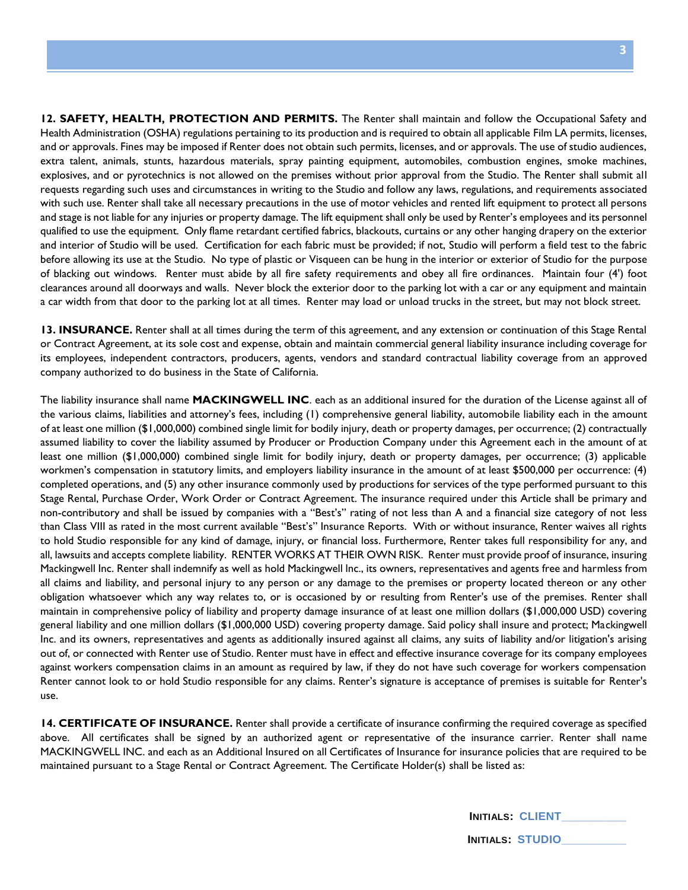**12. SAFETY, HEALTH, PROTECTION AND PERMITS.** The Renter shall maintain and follow the Occupational Safety and Health Administration (OSHA) regulations pertaining to its production and is required to obtain all applicable Film LA permits, licenses, and or approvals. Fines may be imposed if Renter does not obtain such permits, licenses, and or approvals. The use of studio audiences, extra talent, animals, stunts, hazardous materials, spray painting equipment, automobiles, combustion engines, smoke machines, explosives, and or pyrotechnics is not allowed on the premises without prior approval from the Studio. The Renter shall submit all requests regarding such uses and circumstances in writing to the Studio and follow any laws, regulations, and requirements associated with such use. Renter shall take all necessary precautions in the use of motor vehicles and rented lift equipment to protect all persons and stage is not liable for any injuries or property damage. The lift equipment shall only be used by Renter's employees and its personnel qualified to use the equipment. Only flame retardant certified fabrics, blackouts, curtains or any other hanging drapery on the exterior and interior of Studio will be used. Certification for each fabric must be provided; if not, Studio will perform a field test to the fabric before allowing its use at the Studio. No type of plastic or Visqueen can be hung in the interior or exterior of Studio for the purpose of blacking out windows. Renter must abide by all fire safety requirements and obey all fire ordinances. Maintain four (4') foot clearances around all doorways and walls. Never block the exterior door to the parking lot with a car or any equipment and maintain a car width from that door to the parking lot at all times. Renter may load or unload trucks in the street, but may not block street.

**13. INSURANCE.** Renter shall at all times during the term of this agreement, and any extension or continuation of this Stage Rental or Contract Agreement, at its sole cost and expense, obtain and maintain commercial general liability insurance including coverage for its employees, independent contractors, producers, agents, vendors and standard contractual liability coverage from an approved company authorized to do business in the State of California.

The liability insurance shall name **MACKINGWELL INC**. each as an additional insured for the duration of the License against all of the various claims, liabilities and attorney's fees, including (1) comprehensive general liability, automobile liability each in the amount of at least one million ($1,000,000) combined single limit for bodily injury, death or property damages, per occurrence; (2) contractually assumed liability to cover the liability assumed by Producer or Production Company under this Agreement each in the amount of at least one million ($1,000,000) combined single limit for bodily injury, death or property damages, per occurrence; (3) applicable workmen's compensation in statutory limits, and employers liability insurance in the amount of at least $500,000 per occurrence: (4) completed operations, and (5) any other insurance commonly used by productions for services of the type performed pursuant to this Stage Rental, Purchase Order, Work Order or Contract Agreement. The insurance required under this Article shall be primary and non-contributory and shall be issued by companies with a "Best's" rating of not less than A and a financial size category of not less than Class VIII as rated in the most current available "Best's" Insurance Reports. With or without insurance, Renter waives all rights to hold Studio responsible for any kind of damage, injury, or financial loss. Furthermore, Renter takes full responsibility for any, and all, lawsuits and accepts complete liability. RENTER WORKS AT THEIR OWN RISK. Renter must provide proof of insurance, insuring Mackingwell Inc. Renter shall indemnify as well as hold Mackingwell Inc., its owners, representatives and agents free and harmless from all claims and liability, and personal injury to any person or any damage to the premises or property located thereon or any other obligation whatsoever which any way relates to, or is occasioned by or resulting from Renter's use of the premises. Renter shall maintain in comprehensive policy of liability and property damage insurance of at least one million dollars ($1,000,000 USD) covering general liability and one million dollars ($1,000,000 USD) covering property damage. Said policy shall insure and protect; Mackingwell Inc. and its owners, representatives and agents as additionally insured against all claims, any suits of liability and/or litigation's arising out of, or connected with Renter use of Studio. Renter must have in effect and effective insurance coverage for its company employees against workers compensation claims in an amount as required by law, if they do not have such coverage for workers compensation Renter cannot look to or hold Studio responsible for any claims. Renter's signature is acceptance of premises is suitable for Renter's use.

**14. CERTIFICATE OF INSURANCE.** Renter shall provide a certificate of insurance confirming the required coverage as specified above. All certificates shall be signed by an authorized agent or representative of the insurance carrier. Renter shall name MACKINGWELL INC. and each as an Additional Insured on all Certificates of Insurance for insurance policies that are required to be maintained pursuant to a Stage Rental or Contract Agreement. The Certificate Holder(s) shall be listed as:

**INITIALS:** CLIENT__________

**INITIALS:** STUDIO__________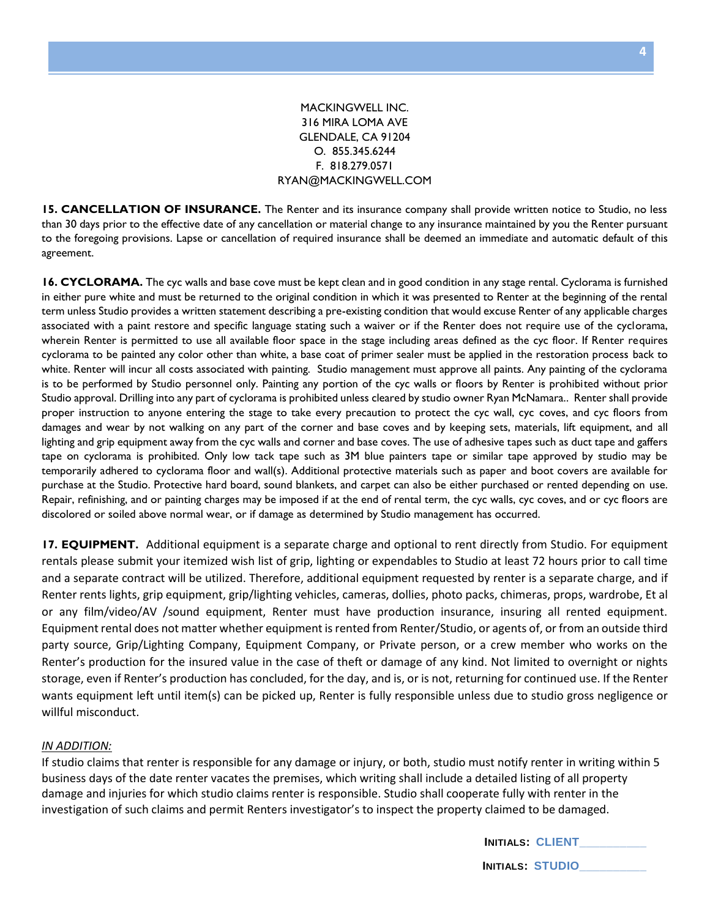MACKINGWELL INC.
316 MIRA LOMA AVE
GLENDALE, CA 91204
O. 855.345.6244
F. 818.279.0571
RYAN@MACKINGWELL.COM

**15. CANCELLATION OF INSURANCE.** The Renter and its insurance company shall provide written notice to Studio, no less than 30 days prior to the effective date of any cancellation or material change to any insurance maintained by you the Renter pursuant to the foregoing provisions. Lapse or cancellation of required insurance shall be deemed an immediate and automatic default of this agreement.

**16. CYCLORAMA.** The cyc walls and base cove must be kept clean and in good condition in any stage rental. Cyclorama is furnished in either pure white and must be returned to the original condition in which it was presented to Renter at the beginning of the rental term unless Studio provides a written statement describing a pre-existing condition that would excuse Renter of any applicable charges associated with a paint restore and specific language stating such a waiver or if the Renter does not require use of the cyclorama, wherein Renter is permitted to use all available floor space in the stage including areas defined as the cyc floor. If Renter requires cyclorama to be painted any color other than white, a base coat of primer sealer must be applied in the restoration process back to white. Renter will incur all costs associated with painting. Studio management must approve all paints. Any painting of the cyclorama is to be performed by Studio personnel only. Painting any portion of the cyc walls or floors by Renter is prohibited without prior Studio approval. Drilling into any part of cyclorama is prohibited unless cleared by studio owner Ryan McNamara.. Renter shall provide proper instruction to anyone entering the stage to take every precaution to protect the cyc wall, cyc coves, and cyc floors from damages and wear by not walking on any part of the corner and base coves and by keeping sets, materials, lift equipment, and all lighting and grip equipment away from the cyc walls and corner and base coves. The use of adhesive tapes such as duct tape and gaffers tape on cyclorama is prohibited. Only low tack tape such as 3M blue painters tape or similar tape approved by studio may be temporarily adhered to cyclorama floor and wall(s). Additional protective materials such as paper and boot covers are available for purchase at the Studio. Protective hard board, sound blankets, and carpet can also be either purchased or rented depending on use. Repair, refinishing, and or painting charges may be imposed if at the end of rental term, the cyc walls, cyc coves, and or cyc floors are discolored or soiled above normal wear, or if damage as determined by Studio management has occurred.

**17. EQUIPMENT.** Additional equipment is a separate charge and optional to rent directly from Studio. For equipment rentals please submit your itemized wish list of grip, lighting or expendables to Studio at least 72 hours prior to call time and a separate contract will be utilized. Therefore, additional equipment requested by renter is a separate charge, and if Renter rents lights, grip equipment, grip/lighting vehicles, cameras, dollies, photo packs, chimeras, props, wardrobe, Et al or any film/video/AV /sound equipment, Renter must have production insurance, insuring all rented equipment. Equipment rental does not matter whether equipment is rented from Renter/Studio, or agents of, or from an outside third party source, Grip/Lighting Company, Equipment Company, or Private person, or a crew member who works on the Renter's production for the insured value in the case of theft or damage of any kind. Not limited to overnight or nights storage, even if Renter's production has concluded, for the day, and is, or is not, returning for continued use. If the Renter wants equipment left until item(s) can be picked up, Renter is fully responsible unless due to studio gross negligence or willful misconduct.

*IN ADDITION:*

If studio claims that renter is responsible for any damage or injury, or both, studio must notify renter in writing within 5 business days of the date renter vacates the premises, which writing shall include a detailed listing of all property damage and injuries for which studio claims renter is responsible. Studio shall cooperate fully with renter in the investigation of such claims and permit Renters investigator's to inspect the property claimed to be damaged.

**INITIALS: CLIENT**__________

**INITIALS: STUDIO**__________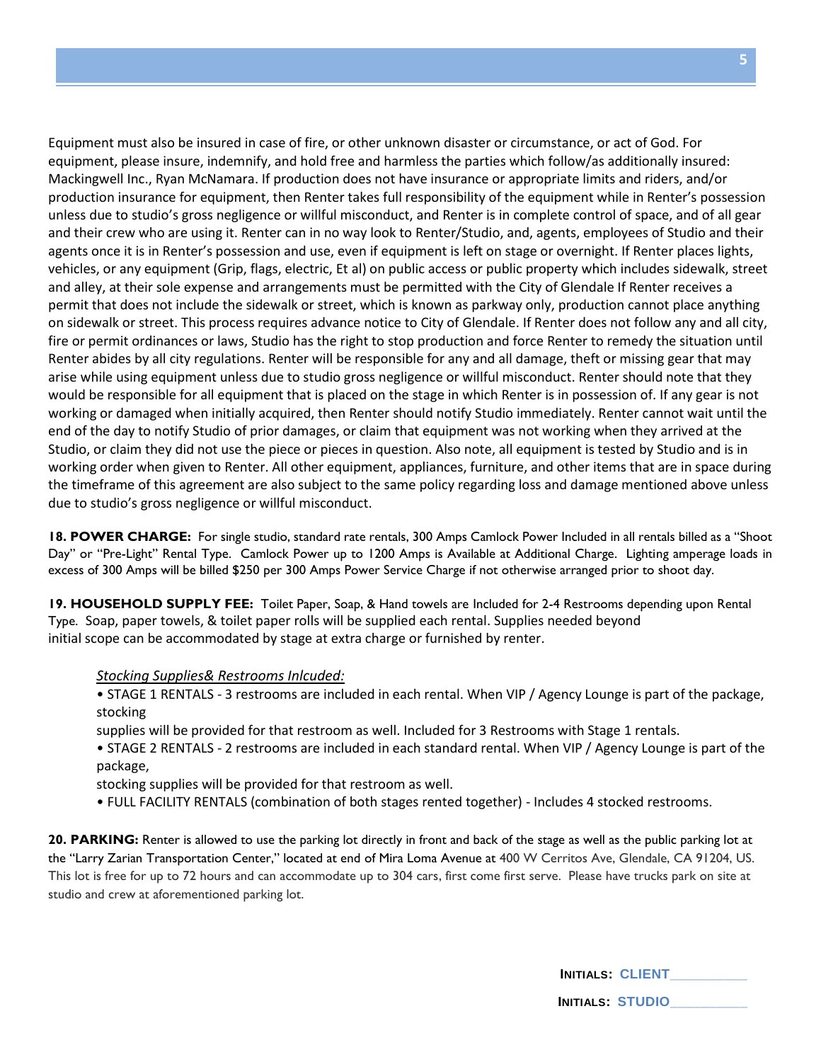Equipment must also be insured in case of fire, or other unknown disaster or circumstance, or act of God. For equipment, please insure, indemnify, and hold free and harmless the parties which follow/as additionally insured: Mackingwell Inc., Ryan McNamara. If production does not have insurance or appropriate limits and riders, and/or production insurance for equipment, then Renter takes full responsibility of the equipment while in Renter's possession unless due to studio's gross negligence or willful misconduct, and Renter is in complete control of space, and of all gear and their crew who are using it. Renter can in no way look to Renter/Studio, and, agents, employees of Studio and their agents once it is in Renter's possession and use, even if equipment is left on stage or overnight. If Renter places lights, vehicles, or any equipment (Grip, flags, electric, Et al) on public access or public property which includes sidewalk, street and alley, at their sole expense and arrangements must be permitted with the City of Glendale If Renter receives a permit that does not include the sidewalk or street, which is known as parkway only, production cannot place anything on sidewalk or street. This process requires advance notice to City of Glendale. If Renter does not follow any and all city, fire or permit ordinances or laws, Studio has the right to stop production and force Renter to remedy the situation until Renter abides by all city regulations. Renter will be responsible for any and all damage, theft or missing gear that may arise while using equipment unless due to studio gross negligence or willful misconduct. Renter should note that they would be responsible for all equipment that is placed on the stage in which Renter is in possession of. If any gear is not working or damaged when initially acquired, then Renter should notify Studio immediately. Renter cannot wait until the end of the day to notify Studio of prior damages, or claim that equipment was not working when they arrived at the Studio, or claim they did not use the piece or pieces in question. Also note, all equipment is tested by Studio and is in working order when given to Renter. All other equipment, appliances, furniture, and other items that are in space during the timeframe of this agreement are also subject to the same policy regarding loss and damage mentioned above unless due to studio's gross negligence or willful misconduct.

**18. POWER CHARGE:** For single studio, standard rate rentals, 300 Amps Camlock Power Included in all rentals billed as a "Shoot Day" or "Pre-Light" Rental Type. Camlock Power up to 1200 Amps is Available at Additional Charge. Lighting amperage loads in excess of 300 Amps will be billed $250 per 300 Amps Power Service Charge if not otherwise arranged prior to shoot day.

**19. HOUSEHOLD SUPPLY FEE:** Toilet Paper, Soap, & Hand towels are Included for 2-4 Restrooms depending upon Rental Type. Soap, paper towels, & toilet paper rolls will be supplied each rental. Supplies needed beyond initial scope can be accommodated by stage at extra charge or furnished by renter.

*Stocking Supplies& Restrooms Inlcuded:*

- STAGE 1 RENTALS - 3 restrooms are included in each rental. When VIP / Agency Lounge is part of the package, stocking supplies will be provided for that restroom as well. Included for 3 Restrooms with Stage 1 rentals.
- STAGE 2 RENTALS - 2 restrooms are included in each standard rental. When VIP / Agency Lounge is part of the package, stocking supplies will be provided for that restroom as well.
- FULL FACILITY RENTALS (combination of both stages rented together) - Includes 4 stocked restrooms.

**20. PARKING:** Renter is allowed to use the parking lot directly in front and back of the stage as well as the public parking lot at the "Larry Zarian Transportation Center," located at end of Mira Loma Avenue at 400 W Cerritos Ave, Glendale, CA 91204, US. This lot is free for up to 72 hours and can accommodate up to 304 cars, first come first serve. Please have trucks park on site at studio and crew at aforementioned parking lot.

**INITIALS: CLIENT**__________

**INITIALS: STUDIO**__________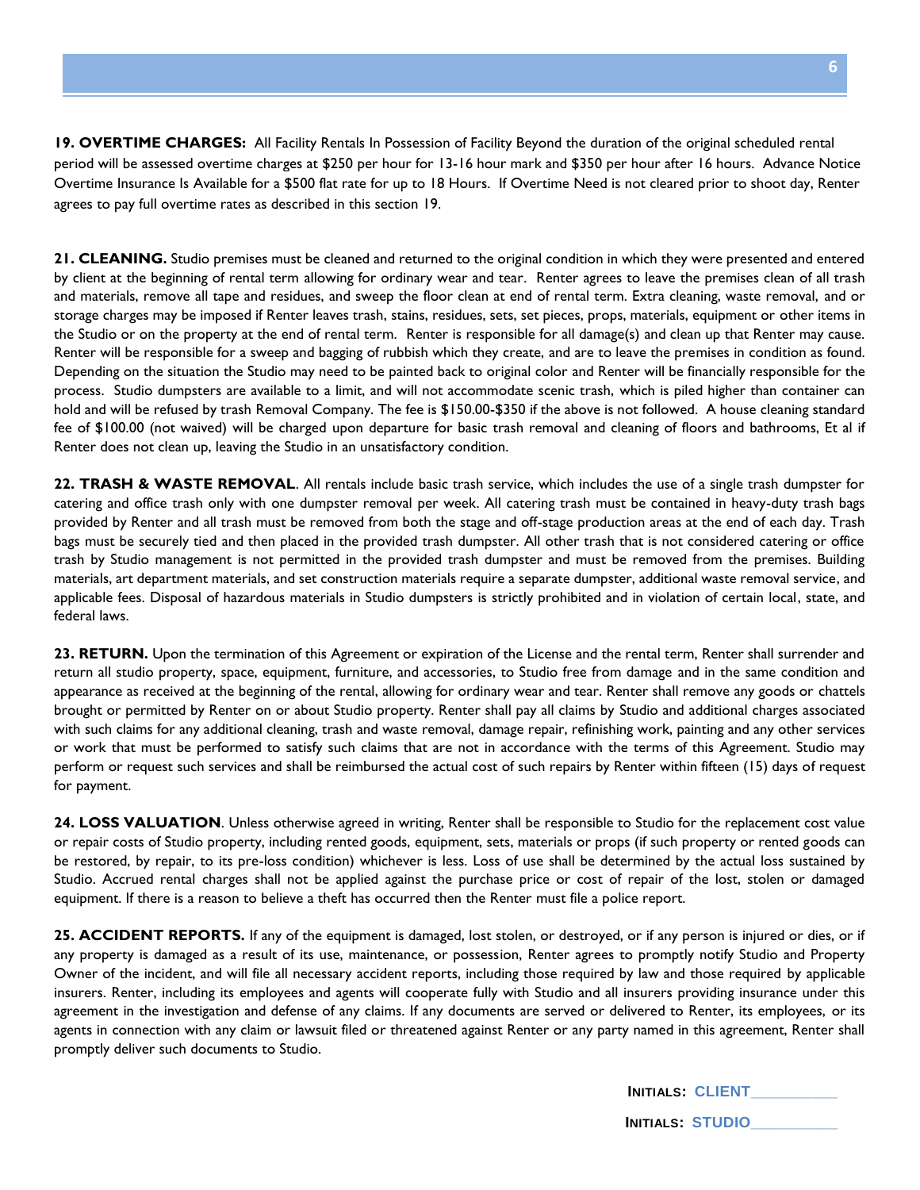**19. OVERTIME CHARGES:** All Facility Rentals In Possession of Facility Beyond the duration of the original scheduled rental period will be assessed overtime charges at $250 per hour for 13-16 hour mark and $350 per hour after 16 hours. Advance Notice Overtime Insurance Is Available for a $500 flat rate for up to 18 Hours. If Overtime Need is not cleared prior to shoot day, Renter agrees to pay full overtime rates as described in this section 19.

**21. CLEANING.** Studio premises must be cleaned and returned to the original condition in which they were presented and entered by client at the beginning of rental term allowing for ordinary wear and tear. Renter agrees to leave the premises clean of all trash and materials, remove all tape and residues, and sweep the floor clean at end of rental term. Extra cleaning, waste removal, and or storage charges may be imposed if Renter leaves trash, stains, residues, sets, set pieces, props, materials, equipment or other items in the Studio or on the property at the end of rental term. Renter is responsible for all damage(s) and clean up that Renter may cause. Renter will be responsible for a sweep and bagging of rubbish which they create, and are to leave the premises in condition as found. Depending on the situation the Studio may need to be painted back to original color and Renter will be financially responsible for the process. Studio dumpsters are available to a limit, and will not accommodate scenic trash, which is piled higher than container can hold and will be refused by trash Removal Company. The fee is $150.00-$350 if the above is not followed. A house cleaning standard fee of $100.00 (not waived) will be charged upon departure for basic trash removal and cleaning of floors and bathrooms, Et al if Renter does not clean up, leaving the Studio in an unsatisfactory condition.

**22. TRASH & WASTE REMOVAL**. All rentals include basic trash service, which includes the use of a single trash dumpster for catering and office trash only with one dumpster removal per week. All catering trash must be contained in heavy-duty trash bags provided by Renter and all trash must be removed from both the stage and off-stage production areas at the end of each day. Trash bags must be securely tied and then placed in the provided trash dumpster. All other trash that is not considered catering or office trash by Studio management is not permitted in the provided trash dumpster and must be removed from the premises. Building materials, art department materials, and set construction materials require a separate dumpster, additional waste removal service, and applicable fees. Disposal of hazardous materials in Studio dumpsters is strictly prohibited and in violation of certain local, state, and federal laws.

**23. RETURN.** Upon the termination of this Agreement or expiration of the License and the rental term, Renter shall surrender and return all studio property, space, equipment, furniture, and accessories, to Studio free from damage and in the same condition and appearance as received at the beginning of the rental, allowing for ordinary wear and tear. Renter shall remove any goods or chattels brought or permitted by Renter on or about Studio property. Renter shall pay all claims by Studio and additional charges associated with such claims for any additional cleaning, trash and waste removal, damage repair, refinishing work, painting and any other services or work that must be performed to satisfy such claims that are not in accordance with the terms of this Agreement. Studio may perform or request such services and shall be reimbursed the actual cost of such repairs by Renter within fifteen (15) days of request for payment.

**24. LOSS VALUATION**. Unless otherwise agreed in writing, Renter shall be responsible to Studio for the replacement cost value or repair costs of Studio property, including rented goods, equipment, sets, materials or props (if such property or rented goods can be restored, by repair, to its pre-loss condition) whichever is less. Loss of use shall be determined by the actual loss sustained by Studio. Accrued rental charges shall not be applied against the purchase price or cost of repair of the lost, stolen or damaged equipment. If there is a reason to believe a theft has occurred then the Renter must file a police report.

**25. ACCIDENT REPORTS.** If any of the equipment is damaged, lost stolen, or destroyed, or if any person is injured or dies, or if any property is damaged as a result of its use, maintenance, or possession, Renter agrees to promptly notify Studio and Property Owner of the incident, and will file all necessary accident reports, including those required by law and those required by applicable insurers. Renter, including its employees and agents will cooperate fully with Studio and all insurers providing insurance under this agreement in the investigation and defense of any claims. If any documents are served or delivered to Renter, its employees, or its agents in connection with any claim or lawsuit filed or threatened against Renter or any party named in this agreement, Renter shall promptly deliver such documents to Studio.

**INITIALS:** CLIENT__________

**INITIALS:** STUDIO__________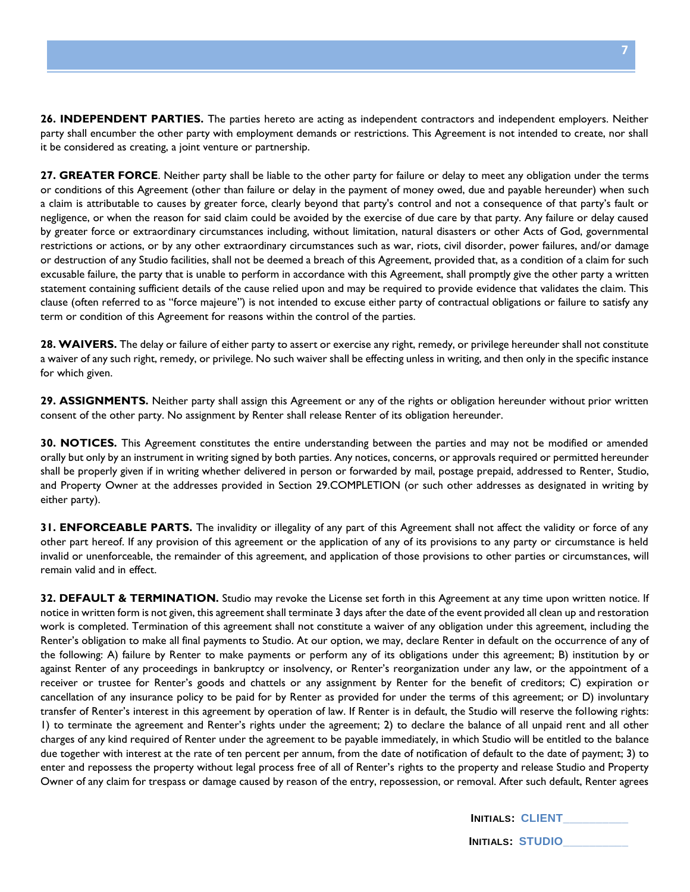**26. INDEPENDENT PARTIES.** The parties hereto are acting as independent contractors and independent employers. Neither party shall encumber the other party with employment demands or restrictions. This Agreement is not intended to create, nor shall it be considered as creating, a joint venture or partnership.

**27. GREATER FORCE**. Neither party shall be liable to the other party for failure or delay to meet any obligation under the terms or conditions of this Agreement (other than failure or delay in the payment of money owed, due and payable hereunder) when such a claim is attributable to causes by greater force, clearly beyond that party's control and not a consequence of that party's fault or negligence, or when the reason for said claim could be avoided by the exercise of due care by that party. Any failure or delay caused by greater force or extraordinary circumstances including, without limitation, natural disasters or other Acts of God, governmental restrictions or actions, or by any other extraordinary circumstances such as war, riots, civil disorder, power failures, and/or damage or destruction of any Studio facilities, shall not be deemed a breach of this Agreement, provided that, as a condition of a claim for such excusable failure, the party that is unable to perform in accordance with this Agreement, shall promptly give the other party a written statement containing sufficient details of the cause relied upon and may be required to provide evidence that validates the claim. This clause (often referred to as "force majeure") is not intended to excuse either party of contractual obligations or failure to satisfy any term or condition of this Agreement for reasons within the control of the parties.

**28. WAIVERS.** The delay or failure of either party to assert or exercise any right, remedy, or privilege hereunder shall not constitute a waiver of any such right, remedy, or privilege. No such waiver shall be effecting unless in writing, and then only in the specific instance for which given.

**29. ASSIGNMENTS.** Neither party shall assign this Agreement or any of the rights or obligation hereunder without prior written consent of the other party. No assignment by Renter shall release Renter of its obligation hereunder.

**30. NOTICES.** This Agreement constitutes the entire understanding between the parties and may not be modified or amended orally but only by an instrument in writing signed by both parties. Any notices, concerns, or approvals required or permitted hereunder shall be properly given if in writing whether delivered in person or forwarded by mail, postage prepaid, addressed to Renter, Studio, and Property Owner at the addresses provided in Section 29.COMPLETION (or such other addresses as designated in writing by either party).

**31. ENFORCEABLE PARTS.** The invalidity or illegality of any part of this Agreement shall not affect the validity or force of any other part hereof. If any provision of this agreement or the application of any of its provisions to any party or circumstance is held invalid or unenforceable, the remainder of this agreement, and application of those provisions to other parties or circumstances, will remain valid and in effect.

**32. DEFAULT & TERMINATION.** Studio may revoke the License set forth in this Agreement at any time upon written notice. If notice in written form is not given, this agreement shall terminate 3 days after the date of the event provided all clean up and restoration work is completed. Termination of this agreement shall not constitute a waiver of any obligation under this agreement, including the Renter's obligation to make all final payments to Studio. At our option, we may, declare Renter in default on the occurrence of any of the following: A) failure by Renter to make payments or perform any of its obligations under this agreement; B) institution by or against Renter of any proceedings in bankruptcy or insolvency, or Renter's reorganization under any law, or the appointment of a receiver or trustee for Renter's goods and chattels or any assignment by Renter for the benefit of creditors; C) expiration or cancellation of any insurance policy to be paid for by Renter as provided for under the terms of this agreement; or D) involuntary transfer of Renter's interest in this agreement by operation of law. If Renter is in default, the Studio will reserve the following rights: 1) to terminate the agreement and Renter's rights under the agreement; 2) to declare the balance of all unpaid rent and all other charges of any kind required of Renter under the agreement to be payable immediately, in which Studio will be entitled to the balance due together with interest at the rate of ten percent per annum, from the date of notification of default to the date of payment; 3) to enter and repossess the property without legal process free of all of Renter's rights to the property and release Studio and Property Owner of any claim for trespass or damage caused by reason of the entry, repossession, or removal. After such default, Renter agrees

INITIALS: CLIENT__________

INITIALS: STUDIO__________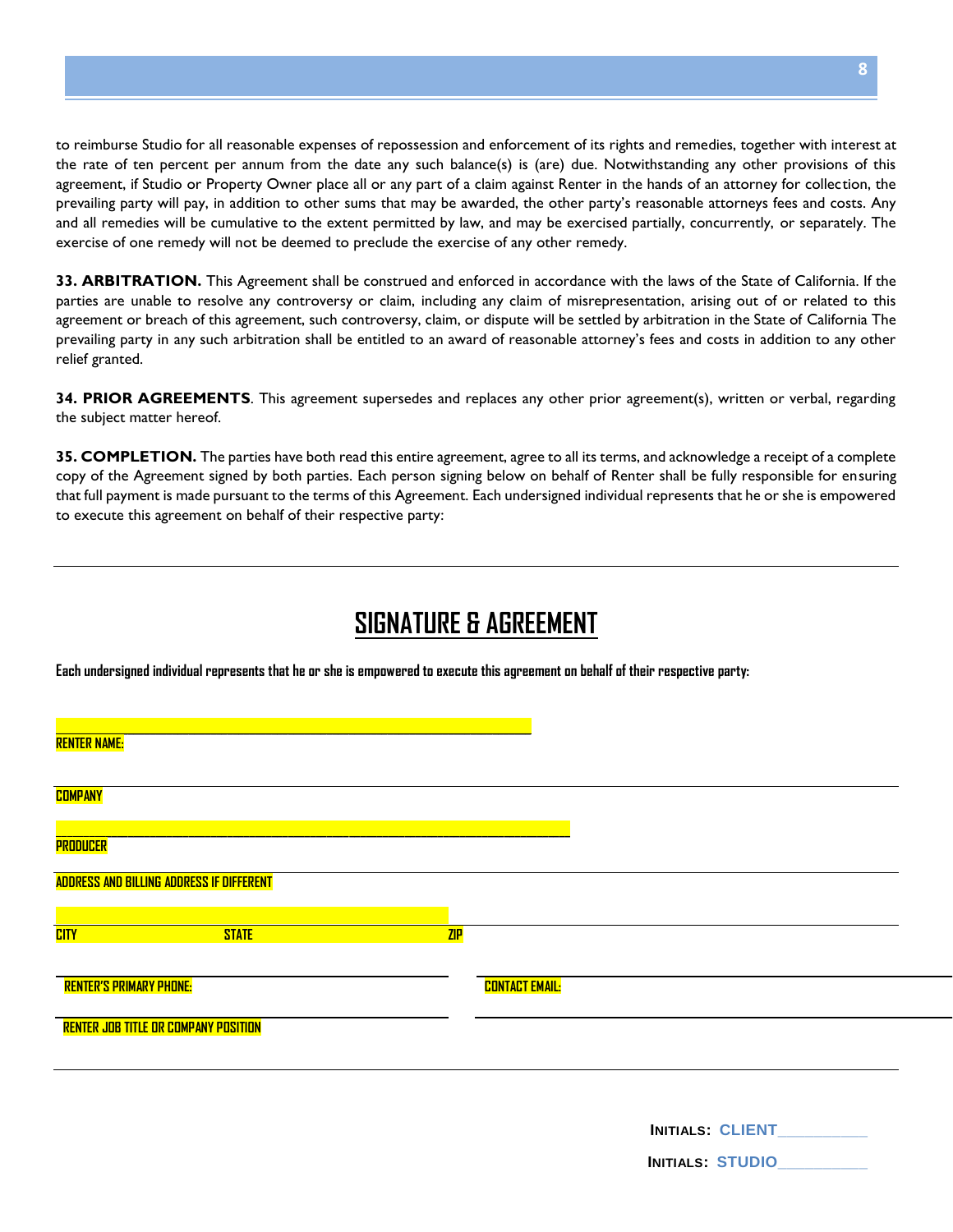to reimburse Studio for all reasonable expenses of repossession and enforcement of its rights and remedies, together with interest at the rate of ten percent per annum from the date any such balance(s) is (are) due. Notwithstanding any other provisions of this agreement, if Studio or Property Owner place all or any part of a claim against Renter in the hands of an attorney for collection, the prevailing party will pay, in addition to other sums that may be awarded, the other party's reasonable attorneys fees and costs. Any and all remedies will be cumulative to the extent permitted by law, and may be exercised partially, concurrently, or separately. The exercise of one remedy will not be deemed to preclude the exercise of any other remedy.

**33. ARBITRATION.** This Agreement shall be construed and enforced in accordance with the laws of the State of California. If the parties are unable to resolve any controversy or claim, including any claim of misrepresentation, arising out of or related to this agreement or breach of this agreement, such controversy, claim, or dispute will be settled by arbitration in the State of California The prevailing party in any such arbitration shall be entitled to an award of reasonable attorney's fees and costs in addition to any other relief granted.

**34. PRIOR AGREEMENTS**. This agreement supersedes and replaces any other prior agreement(s), written or verbal, regarding the subject matter hereof.

**35. COMPLETION.** The parties have both read this entire agreement, agree to all its terms, and acknowledge a receipt of a complete copy of the Agreement signed by both parties. Each person signing below on behalf of Renter shall be fully responsible for ensuring that full payment is made pursuant to the terms of this Agreement. Each undersigned individual represents that he or she is empowered to execute this agreement on behalf of their respective party:

---

## SIGNATURE & AGREEMENT

**Each undersigned individual represents that he or she is empowered to execute this agreement on behalf of their respective party:**

______________________________________________
**RENTER NAME:**

______________________________________________
**COMPANY**

______________________________________________
**PRODUCER**

______________________________________________
**ADDRESS AND BILLING ADDRESS IF DIFFERENT**

______________________________________________
**CITY** **STATE** **ZIP**

______________________________ ______________________________
**RENTER'S PRIMARY PHONE:** **CONTACT EMAIL:**

______________________________
**RENTER JOB TITLE OR COMPANY POSITION**

______________________________________________

**INITIALS: CLIENT__________**

**INITIALS: STUDIO__________**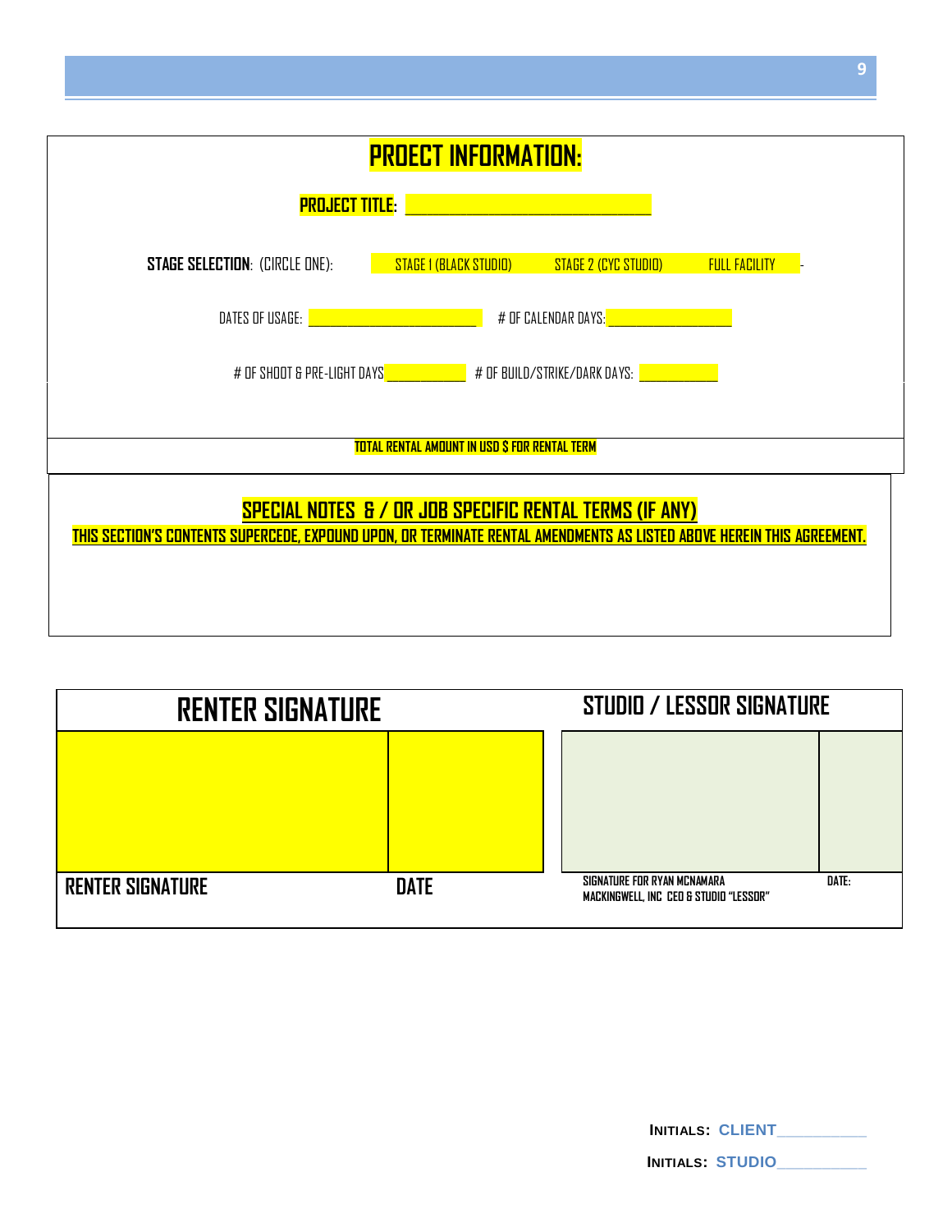# PROECT INFORMATION:

**PROJECT TITLE:** ______________________________

**STAGE SELECTION**: (CIRCLE ONE): STAGE 1 (BLACK STUDIO) STAGE 2 (CYC STUDIO) FULL FACILITY -

DATES OF USAGE: ______________________ # OF CALENDAR DAYS: ________________

# OF SHOOT & PRE-LIGHT DAYS __________ # OF BUILD/STRIKE/DARK DAYS: __________

**TOTAL RENTAL AMOUNT IN USD $ FOR RENTAL TERM**

## SPECIAL NOTES & / OR JOB SPECIFIC RENTAL TERMS (IF ANY)

**THIS SECTION'S CONTENTS SUPERCEDE, EXPOUND UPON, OR TERMINATE RENTAL AMENDMENTS AS LISTED ABOVE HEREIN THIS AGREEMENT.**

| RENTER SIGNATURE | | STUDIO / LESSOR SIGNATURE | |
|---|---|---|---|
| | | | |
| RENTER SIGNATURE | DATE | SIGNATURE FOR RYAN MCNAMARA<br>MACKINGWELL, INC CEO & STUDIO "LESSOR" | DATE: |

**INITIALS: CLIENT** __________

**INITIALS: STUDIO** __________